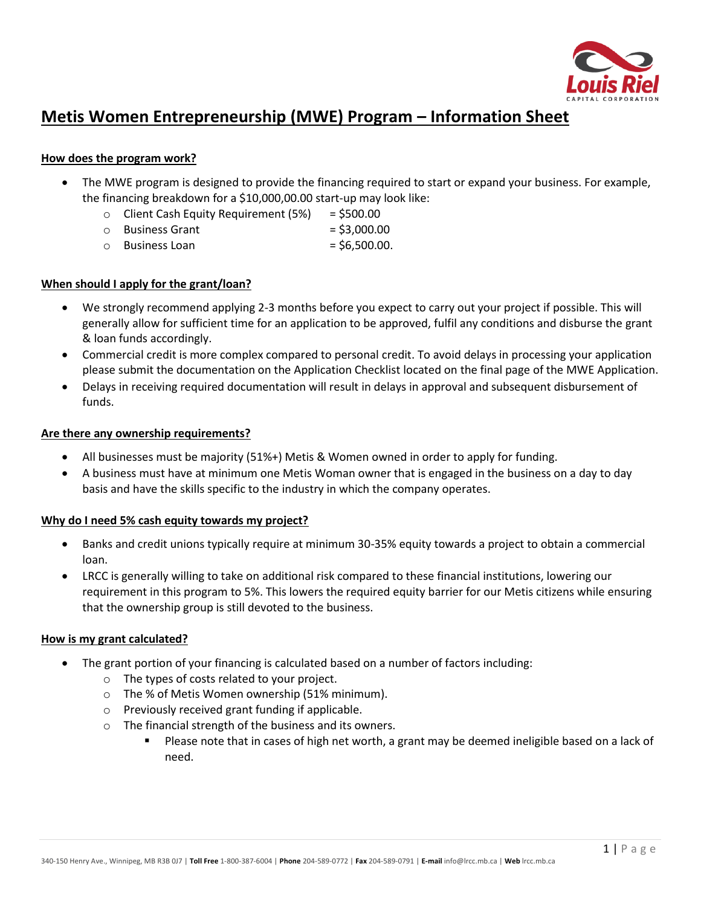# Metis Women Entrepreneurship (MWE) Program – Information Sheet

**How does the program work?**

- The MWE program is designed to provide the financing required to start or expand your business. For example, the financing breakdown for a $10,000,00.00 start-up may look like:
  - Client Cash Equity Requirement (5%) = $500.00
  - Business Grant = $3,000.00
  - Business Loan = $6,500.00.

**When should I apply for the grant/loan?**

- We strongly recommend applying 2-3 months before you expect to carry out your project if possible. This will generally allow for sufficient time for an application to be approved, fulfil any conditions and disburse the grant & loan funds accordingly.
- Commercial credit is more complex compared to personal credit. To avoid delays in processing your application please submit the documentation on the Application Checklist located on the final page of the MWE Application.
- Delays in receiving required documentation will result in delays in approval and subsequent disbursement of funds.

**Are there any ownership requirements?**

- All businesses must be majority (51%+) Metis & Women owned in order to apply for funding.
- A business must have at minimum one Metis Woman owner that is engaged in the business on a day to day basis and have the skills specific to the industry in which the company operates.

**Why do I need 5% cash equity towards my project?**

- Banks and credit unions typically require at minimum 30-35% equity towards a project to obtain a commercial loan.
- LRCC is generally willing to take on additional risk compared to these financial institutions, lowering our requirement in this program to 5%. This lowers the required equity barrier for our Metis citizens while ensuring that the ownership group is still devoted to the business.

**How is my grant calculated?**

- The grant portion of your financing is calculated based on a number of factors including:
  - The types of costs related to your project.
  - The % of Metis Women ownership (51% minimum).
  - Previously received grant funding if applicable.
  - The financial strength of the business and its owners.
    - Please note that in cases of high net worth, a grant may be deemed ineligible based on a lack of need.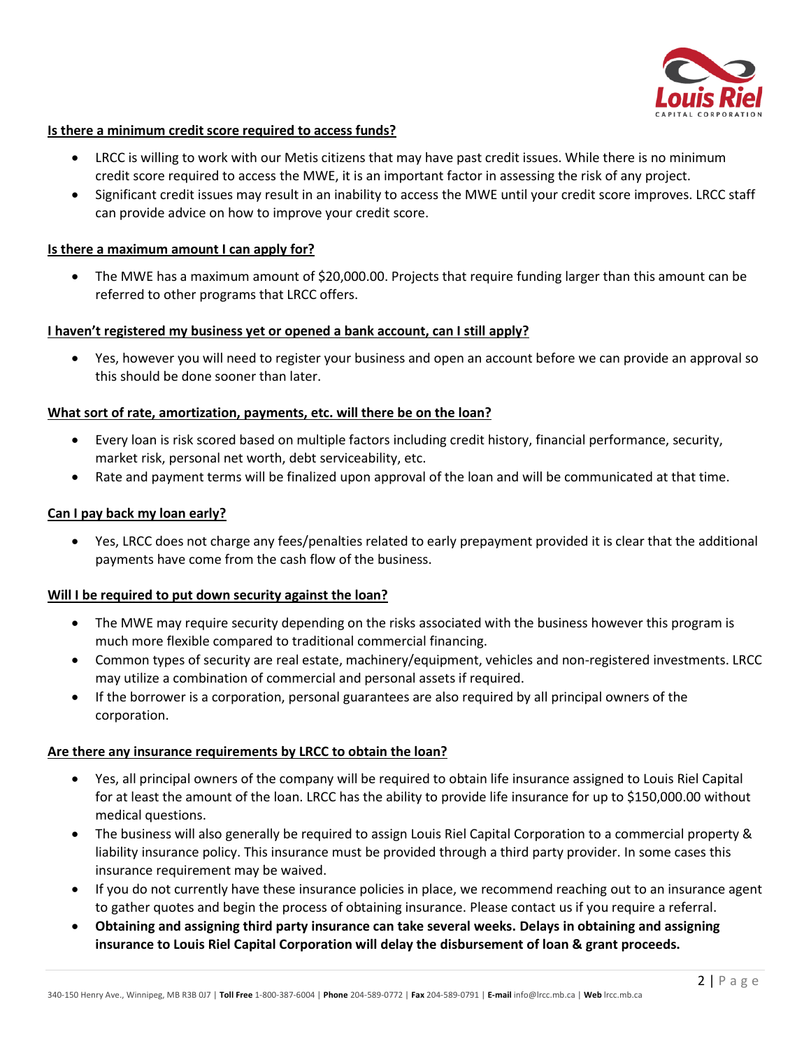**Is there a minimum credit score required to access funds?**

- LRCC is willing to work with our Metis citizens that may have past credit issues. While there is no minimum credit score required to access the MWE, it is an important factor in assessing the risk of any project.
- Significant credit issues may result in an inability to access the MWE until your credit score improves. LRCC staff can provide advice on how to improve your credit score.

**Is there a maximum amount I can apply for?**

- The MWE has a maximum amount of $20,000.00. Projects that require funding larger than this amount can be referred to other programs that LRCC offers.

**I haven't registered my business yet or opened a bank account, can I still apply?**

- Yes, however you will need to register your business and open an account before we can provide an approval so this should be done sooner than later.

**What sort of rate, amortization, payments, etc. will there be on the loan?**

- Every loan is risk scored based on multiple factors including credit history, financial performance, security, market risk, personal net worth, debt serviceability, etc.
- Rate and payment terms will be finalized upon approval of the loan and will be communicated at that time.

**Can I pay back my loan early?**

- Yes, LRCC does not charge any fees/penalties related to early prepayment provided it is clear that the additional payments have come from the cash flow of the business.

**Will I be required to put down security against the loan?**

- The MWE may require security depending on the risks associated with the business however this program is much more flexible compared to traditional commercial financing.
- Common types of security are real estate, machinery/equipment, vehicles and non-registered investments. LRCC may utilize a combination of commercial and personal assets if required.
- If the borrower is a corporation, personal guarantees are also required by all principal owners of the corporation.

**Are there any insurance requirements by LRCC to obtain the loan?**

- Yes, all principal owners of the company will be required to obtain life insurance assigned to Louis Riel Capital for at least the amount of the loan. LRCC has the ability to provide life insurance for up to $150,000.00 without medical questions.
- The business will also generally be required to assign Louis Riel Capital Corporation to a commercial property & liability insurance policy. This insurance must be provided through a third party provider. In some cases this insurance requirement may be waived.
- If you do not currently have these insurance policies in place, we recommend reaching out to an insurance agent to gather quotes and begin the process of obtaining insurance. Please contact us if you require a referral.
- **Obtaining and assigning third party insurance can take several weeks. Delays in obtaining and assigning insurance to Louis Riel Capital Corporation will delay the disbursement of loan & grant proceeds.**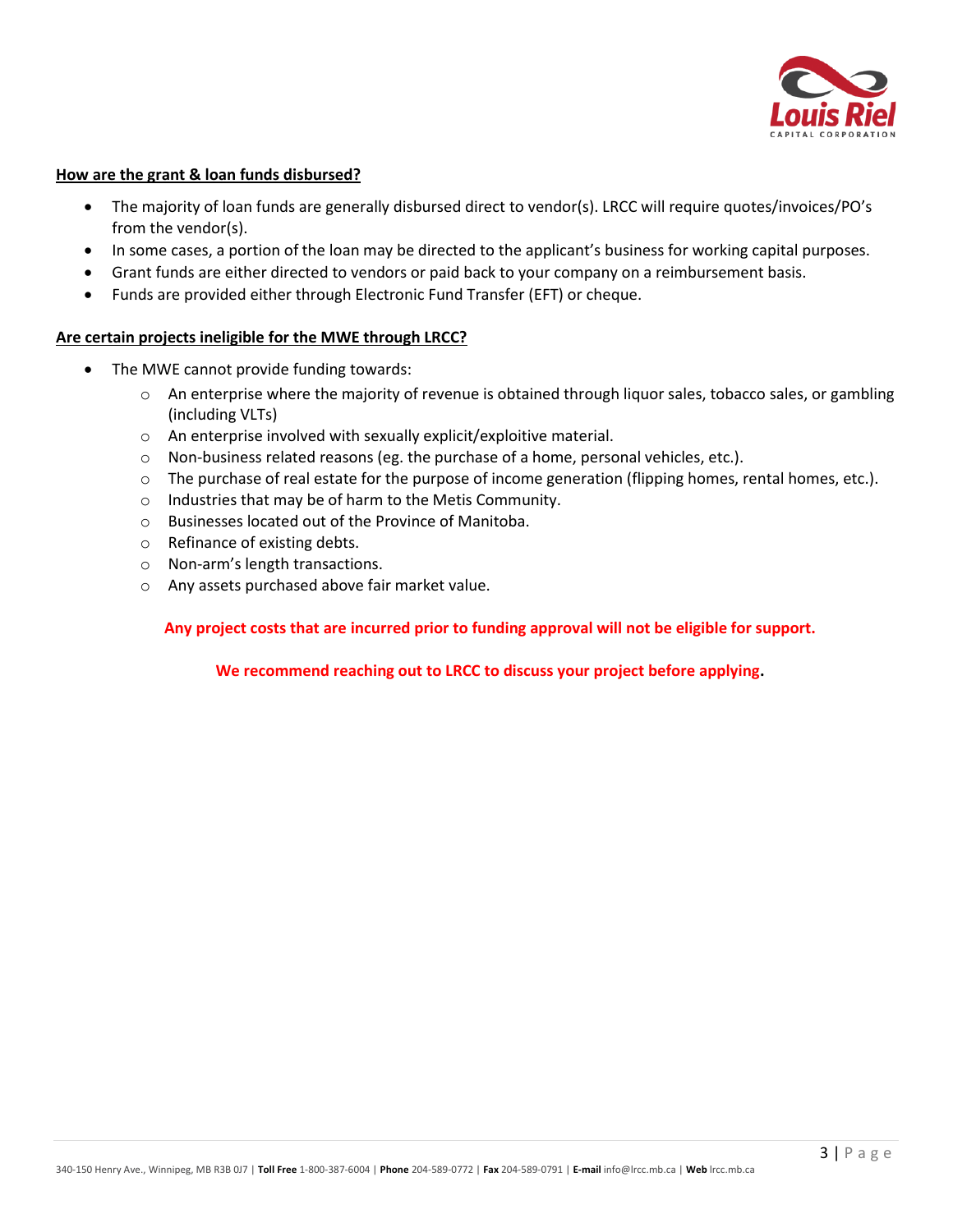**How are the grant & loan funds disbursed?**

- The majority of loan funds are generally disbursed direct to vendor(s). LRCC will require quotes/invoices/PO's from the vendor(s).
- In some cases, a portion of the loan may be directed to the applicant's business for working capital purposes.
- Grant funds are either directed to vendors or paid back to your company on a reimbursement basis.
- Funds are provided either through Electronic Fund Transfer (EFT) or cheque.

**Are certain projects ineligible for the MWE through LRCC?**

- The MWE cannot provide funding towards:
  - An enterprise where the majority of revenue is obtained through liquor sales, tobacco sales, or gambling (including VLTs)
  - An enterprise involved with sexually explicit/exploitive material.
  - Non-business related reasons (eg. the purchase of a home, personal vehicles, etc.).
  - The purchase of real estate for the purpose of income generation (flipping homes, rental homes, etc.).
  - Industries that may be of harm to the Metis Community.
  - Businesses located out of the Province of Manitoba.
  - Refinance of existing debts.
  - Non-arm's length transactions.
  - Any assets purchased above fair market value.

**Any project costs that are incurred prior to funding approval will not be eligible for support.**

**We recommend reaching out to LRCC to discuss your project before applying.**